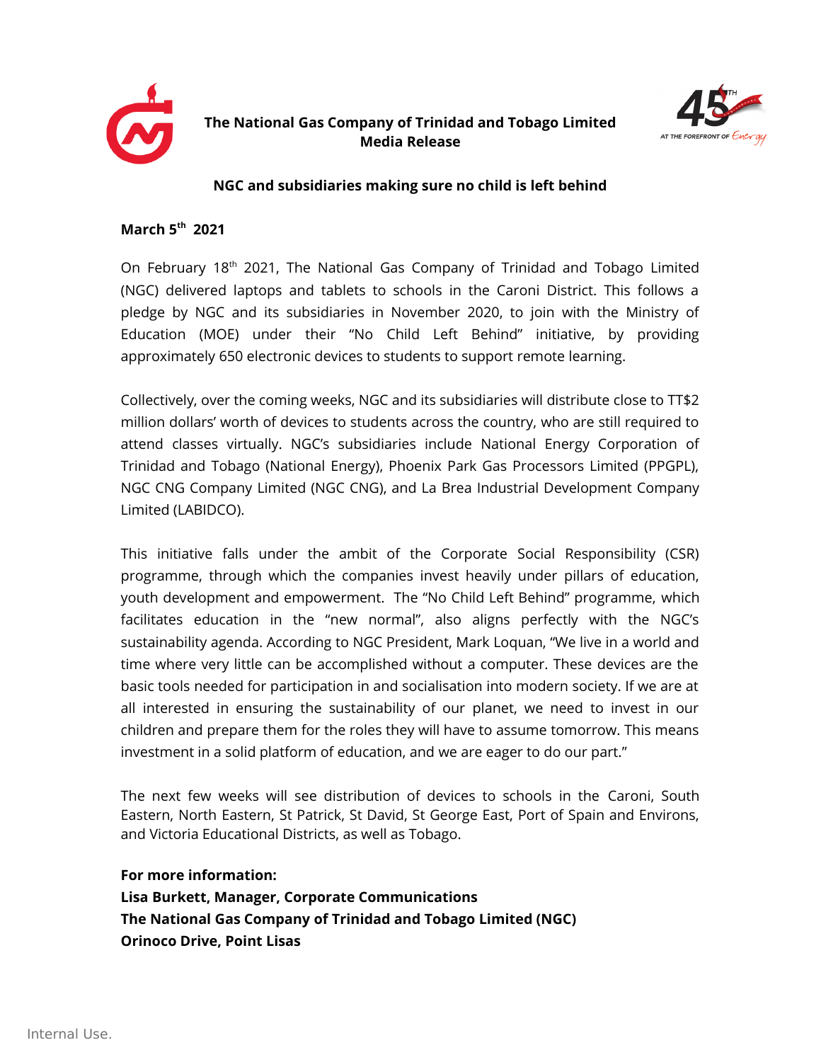**The National Gas Company of Trinidad and Tobago Limited**
**Media Release**

## NGC and subsidiaries making sure no child is left behind

**March 5th 2021**

On February 18th 2021, The National Gas Company of Trinidad and Tobago Limited (NGC) delivered laptops and tablets to schools in the Caroni District. This follows a pledge by NGC and its subsidiaries in November 2020, to join with the Ministry of Education (MOE) under their "No Child Left Behind" initiative, by providing approximately 650 electronic devices to students to support remote learning.

Collectively, over the coming weeks, NGC and its subsidiaries will distribute close to TT$2 million dollars' worth of devices to students across the country, who are still required to attend classes virtually. NGC's subsidiaries include National Energy Corporation of Trinidad and Tobago (National Energy), Phoenix Park Gas Processors Limited (PPGPL), NGC CNG Company Limited (NGC CNG), and La Brea Industrial Development Company Limited (LABIDCO).

This initiative falls under the ambit of the Corporate Social Responsibility (CSR) programme, through which the companies invest heavily under pillars of education, youth development and empowerment. The "No Child Left Behind" programme, which facilitates education in the "new normal", also aligns perfectly with the NGC's sustainability agenda. According to NGC President, Mark Loquan, "We live in a world and time where very little can be accomplished without a computer. These devices are the basic tools needed for participation in and socialisation into modern society. If we are at all interested in ensuring the sustainability of our planet, we need to invest in our children and prepare them for the roles they will have to assume tomorrow. This means investment in a solid platform of education, and we are eager to do our part."

The next few weeks will see distribution of devices to schools in the Caroni, South Eastern, North Eastern, St Patrick, St David, St George East, Port of Spain and Environs, and Victoria Educational Districts, as well as Tobago.

**For more information:**
**Lisa Burkett, Manager, Corporate Communications**
**The National Gas Company of Trinidad and Tobago Limited (NGC)**
**Orinoco Drive, Point Lisas**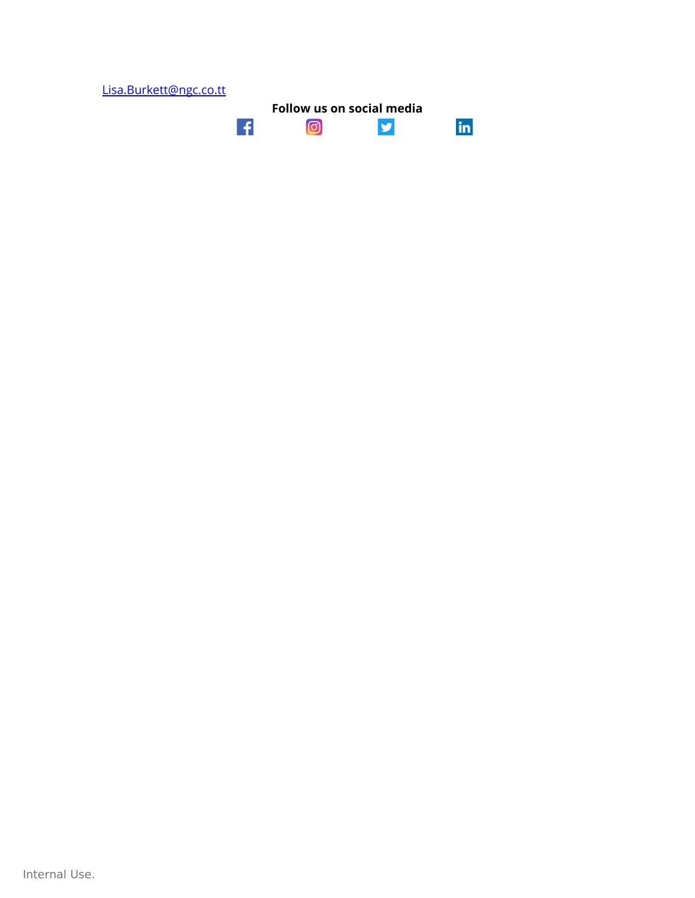Lisa.Burkett@ngc.co.tt

**Follow us on social media**

Internal Use.